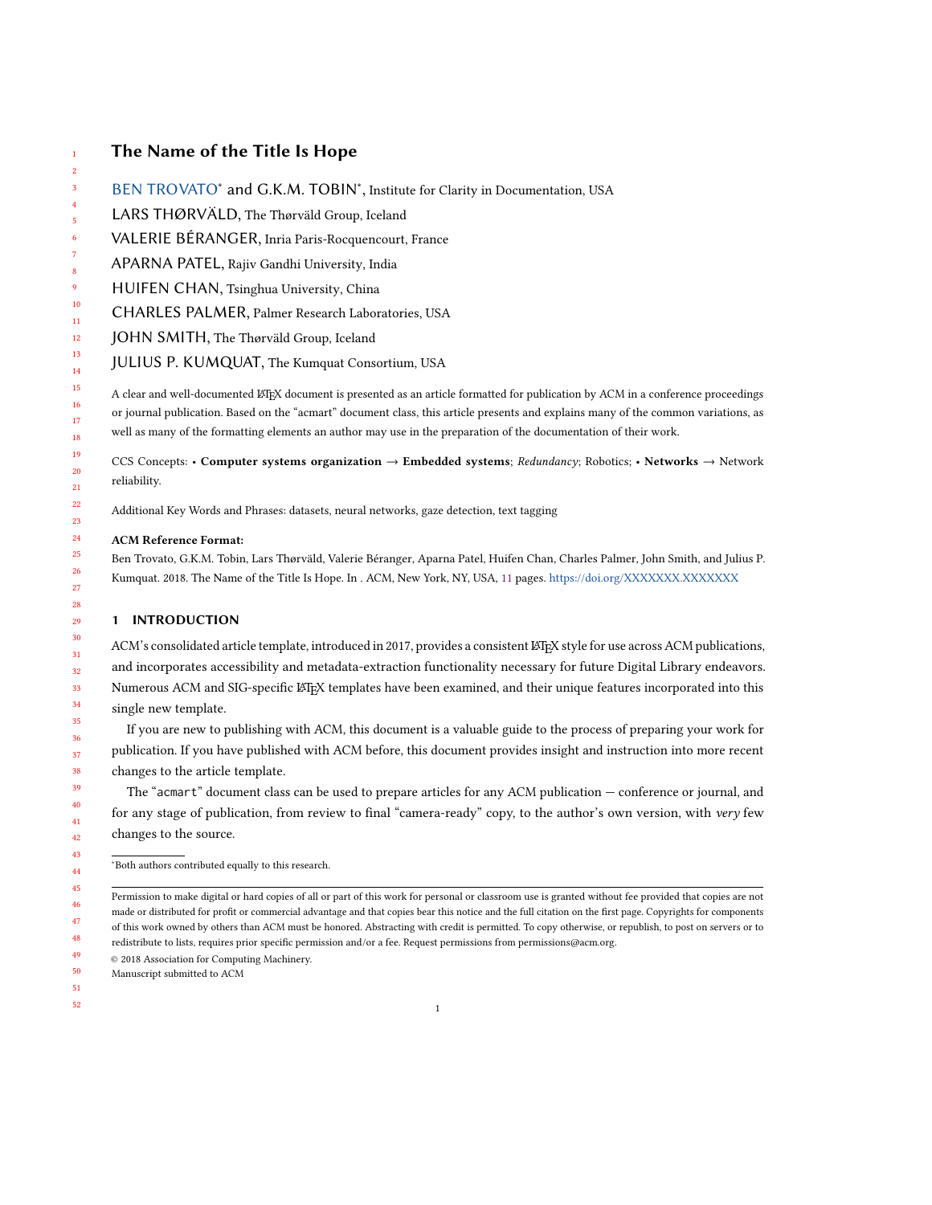# The Name of the Title Is Hope

BEN TROVATO* and G.K.M. TOBIN*, Institute for Clarity in Documentation, USA

LARS THØRVÄLD, The Thørväld Group, Iceland

VALERIE BÉRANGER, Inria Paris-Rocquencourt, France

APARNA PATEL, Rajiv Gandhi University, India

HUIFEN CHAN, Tsinghua University, China

CHARLES PALMER, Palmer Research Laboratories, USA

JOHN SMITH, The Thørväld Group, Iceland

JULIUS P. KUMQUAT, The Kumquat Consortium, USA

A clear and well-documented LaTeX document is presented as an article formatted for publication by ACM in a conference proceedings or journal publication. Based on the "acmart" document class, this article presents and explains many of the common variations, as well as many of the formatting elements an author may use in the preparation of the documentation of their work.

CCS Concepts: • **Computer systems organization** → **Embedded systems**; *Redundancy*; Robotics; • **Networks** → Network reliability.

Additional Key Words and Phrases: datasets, neural networks, gaze detection, text tagging

**ACM Reference Format:**

Ben Trovato, G.K.M. Tobin, Lars Thørväld, Valerie Béranger, Aparna Patel, Huifen Chan, Charles Palmer, John Smith, and Julius P. Kumquat. 2018. The Name of the Title Is Hope. In . ACM, New York, NY, USA, 11 pages. https://doi.org/XXXXXXX.XXXXXXX

## 1 INTRODUCTION

ACM's consolidated article template, introduced in 2017, provides a consistent LaTeX style for use across ACM publications, and incorporates accessibility and metadata-extraction functionality necessary for future Digital Library endeavors. Numerous ACM and SIG-specific LaTeX templates have been examined, and their unique features incorporated into this single new template.

If you are new to publishing with ACM, this document is a valuable guide to the process of preparing your work for publication. If you have published with ACM before, this document provides insight and instruction into more recent changes to the article template.

The "acmart" document class can be used to prepare articles for any ACM publication — conference or journal, and for any stage of publication, from review to final "camera-ready" copy, to the author's own version, with *very* few changes to the source.

*Both authors contributed equally to this research.

Permission to make digital or hard copies of all or part of this work for personal or classroom use is granted without fee provided that copies are not made or distributed for profit or commercial advantage and that copies bear this notice and the full citation on the first page. Copyrights for components of this work owned by others than ACM must be honored. Abstracting with credit is permitted. To copy otherwise, or republish, to post on servers or to redistribute to lists, requires prior specific permission and/or a fee. Request permissions from permissions@acm.org.

© 2018 Association for Computing Machinery.

Manuscript submitted to ACM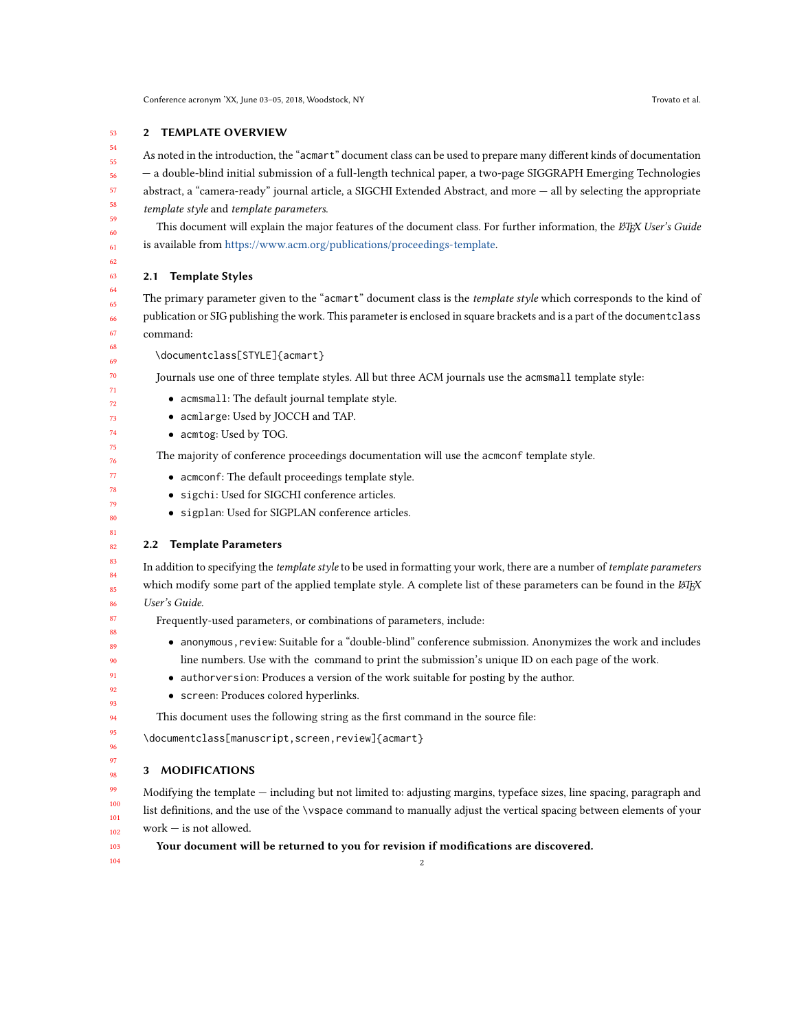## 2 TEMPLATE OVERVIEW

As noted in the introduction, the "acmart" document class can be used to prepare many different kinds of documentation — a double-blind initial submission of a full-length technical paper, a two-page SIGGRAPH Emerging Technologies abstract, a "camera-ready" journal article, a SIGCHI Extended Abstract, and more — all by selecting the appropriate *template style* and *template parameters*.

This document will explain the major features of the document class. For further information, the *LaTeX User's Guide* is available from https://www.acm.org/publications/proceedings-template.

### 2.1 Template Styles

The primary parameter given to the "acmart" document class is the *template style* which corresponds to the kind of publication or SIG publishing the work. This parameter is enclosed in square brackets and is a part of the `documentclass` command:

```
\documentclass[STYLE]{acmart}
```

Journals use one of three template styles. All but three ACM journals use the `acmsmall` template style:

- `acmsmall`: The default journal template style.
- `acmlarge`: Used by JOCCH and TAP.
- `acmtog`: Used by TOG.

The majority of conference proceedings documentation will use the `acmconf` template style.

- `acmconf`: The default proceedings template style.
- `sigchi`: Used for SIGCHI conference articles.
- `sigplan`: Used for SIGPLAN conference articles.

### 2.2 Template Parameters

In addition to specifying the *template style* to be used in formatting your work, there are a number of *template parameters* which modify some part of the applied template style. A complete list of these parameters can be found in the *LaTeX User's Guide*.

Frequently-used parameters, or combinations of parameters, include:

- `anonymous,review`: Suitable for a "double-blind" conference submission. Anonymizes the work and includes line numbers. Use with the  command to print the submission's unique ID on each page of the work.
- `authorversion`: Produces a version of the work suitable for posting by the author.
- `screen`: Produces colored hyperlinks.

This document uses the following string as the first command in the source file:

```
\documentclass[manuscript,screen,review]{acmart}
```

## 3 MODIFICATIONS

Modifying the template — including but not limited to: adjusting margins, typeface sizes, line spacing, paragraph and list definitions, and the use of the `\vspace` command to manually adjust the vertical spacing between elements of your work — is not allowed.

**Your document will be returned to you for revision if modifications are discovered.**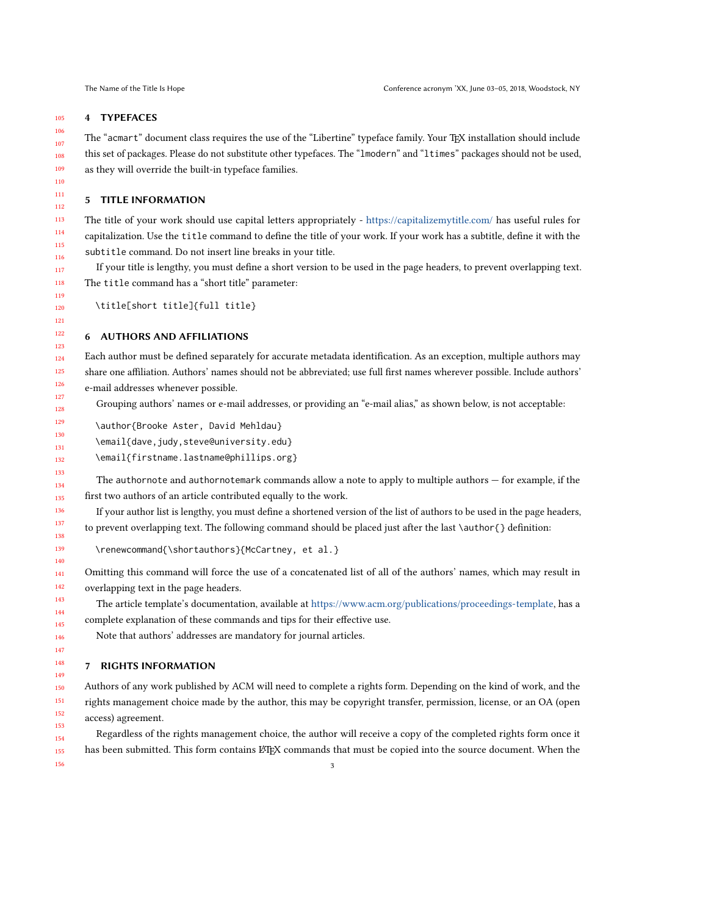## 4 TYPEFACES

The "acmart" document class requires the use of the "Libertine" typeface family. Your TeX installation should include this set of packages. Please do not substitute other typefaces. The "lmodern" and "ltimes" packages should not be used, as they will override the built-in typeface families.

## 5 TITLE INFORMATION

The title of your work should use capital letters appropriately - https://capitalizemytitle.com/ has useful rules for capitalization. Use the `title` command to define the title of your work. If your work has a subtitle, define it with the `subtitle` command. Do not insert line breaks in your title.

If your title is lengthy, you must define a short version to be used in the page headers, to prevent overlapping text. The `title` command has a "short title" parameter:

```
\title[short title]{full title}
```

## 6 AUTHORS AND AFFILIATIONS

Each author must be defined separately for accurate metadata identification. As an exception, multiple authors may share one affiliation. Authors' names should not be abbreviated; use full first names wherever possible. Include authors' e-mail addresses whenever possible.

Grouping authors' names or e-mail addresses, or providing an "e-mail alias," as shown below, is not acceptable:

```
\author{Brooke Aster, David Mehldau}
\email{dave,judy,steve@university.edu}
\email{firstname.lastname@phillips.org}
```

The `authornote` and `authornotemark` commands allow a note to apply to multiple authors — for example, if the first two authors of an article contributed equally to the work.

If your author list is lengthy, you must define a shortened version of the list of authors to be used in the page headers, to prevent overlapping text. The following command should be placed just after the last `\author{}` definition:

```
\renewcommand{\shortauthors}{McCartney, et al.}
```

Omitting this command will force the use of a concatenated list of all of the authors' names, which may result in overlapping text in the page headers.

The article template's documentation, available at https://www.acm.org/publications/proceedings-template, has a complete explanation of these commands and tips for their effective use.

Note that authors' addresses are mandatory for journal articles.

## 7 RIGHTS INFORMATION

Authors of any work published by ACM will need to complete a rights form. Depending on the kind of work, and the rights management choice made by the author, this may be copyright transfer, permission, license, or an OA (open access) agreement.

Regardless of the rights management choice, the author will receive a copy of the completed rights form once it has been submitted. This form contains LaTeX commands that must be copied into the source document. When the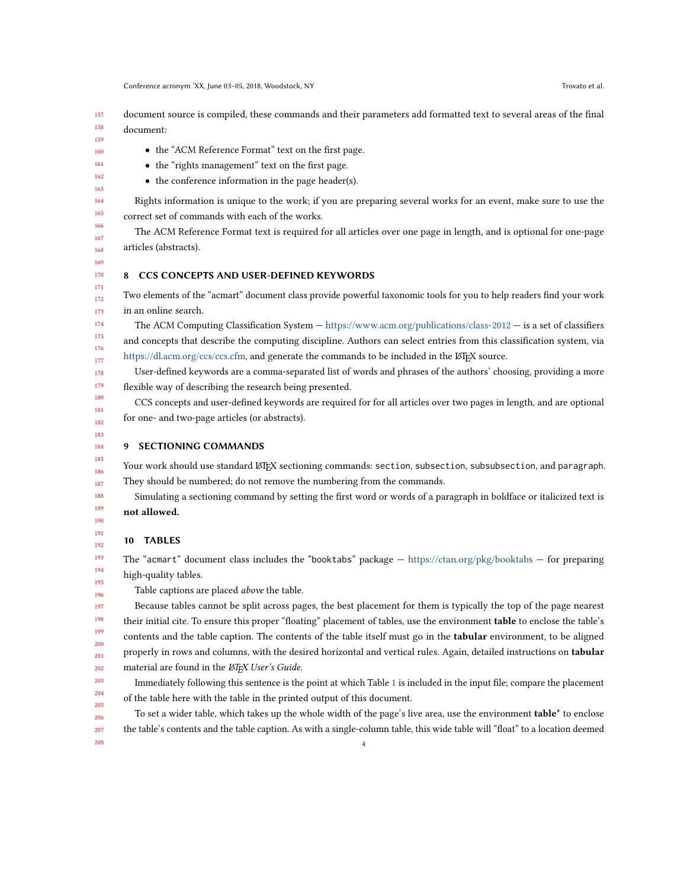document source is compiled, these commands and their parameters add formatted text to several areas of the final document:

- the "ACM Reference Format" text on the first page.
- the "rights management" text on the first page.
- the conference information in the page header(s).

Rights information is unique to the work; if you are preparing several works for an event, make sure to use the correct set of commands with each of the works.

The ACM Reference Format text is required for all articles over one page in length, and is optional for one-page articles (abstracts).

## 8 CCS CONCEPTS AND USER-DEFINED KEYWORDS

Two elements of the "acmart" document class provide powerful taxonomic tools for you to help readers find your work in an online search.

The ACM Computing Classification System — https://www.acm.org/publications/class-2012 — is a set of classifiers and concepts that describe the computing discipline. Authors can select entries from this classification system, via https://dl.acm.org/ccs/ccs.cfm, and generate the commands to be included in the LaTeX source.

User-defined keywords are a comma-separated list of words and phrases of the authors' choosing, providing a more flexible way of describing the research being presented.

CCS concepts and user-defined keywords are required for for all articles over two pages in length, and are optional for one- and two-page articles (or abstracts).

## 9 SECTIONING COMMANDS

Your work should use standard LaTeX sectioning commands: `section`, `subsection`, `subsubsection`, and `paragraph`. They should be numbered; do not remove the numbering from the commands.

Simulating a sectioning command by setting the first word or words of a paragraph in boldface or italicized text is **not allowed.**

## 10 TABLES

The "`acmart`" document class includes the "`booktabs`" package — https://ctan.org/pkg/booktabs — for preparing high-quality tables.

Table captions are placed *above* the table.

Because tables cannot be split across pages, the best placement for them is typically the top of the page nearest their initial cite. To ensure this proper "floating" placement of tables, use the environment **table** to enclose the table's contents and the table caption. The contents of the table itself must go in the **tabular** environment, to be aligned properly in rows and columns, with the desired horizontal and vertical rules. Again, detailed instructions on **tabular** material are found in the *LaTeX User's Guide*.

Immediately following this sentence is the point at which Table 1 is included in the input file; compare the placement of the table here with the table in the printed output of this document.

To set a wider table, which takes up the whole width of the page's live area, use the environment **table*** to enclose the table's contents and the table caption. As with a single-column table, this wide table will "float" to a location deemed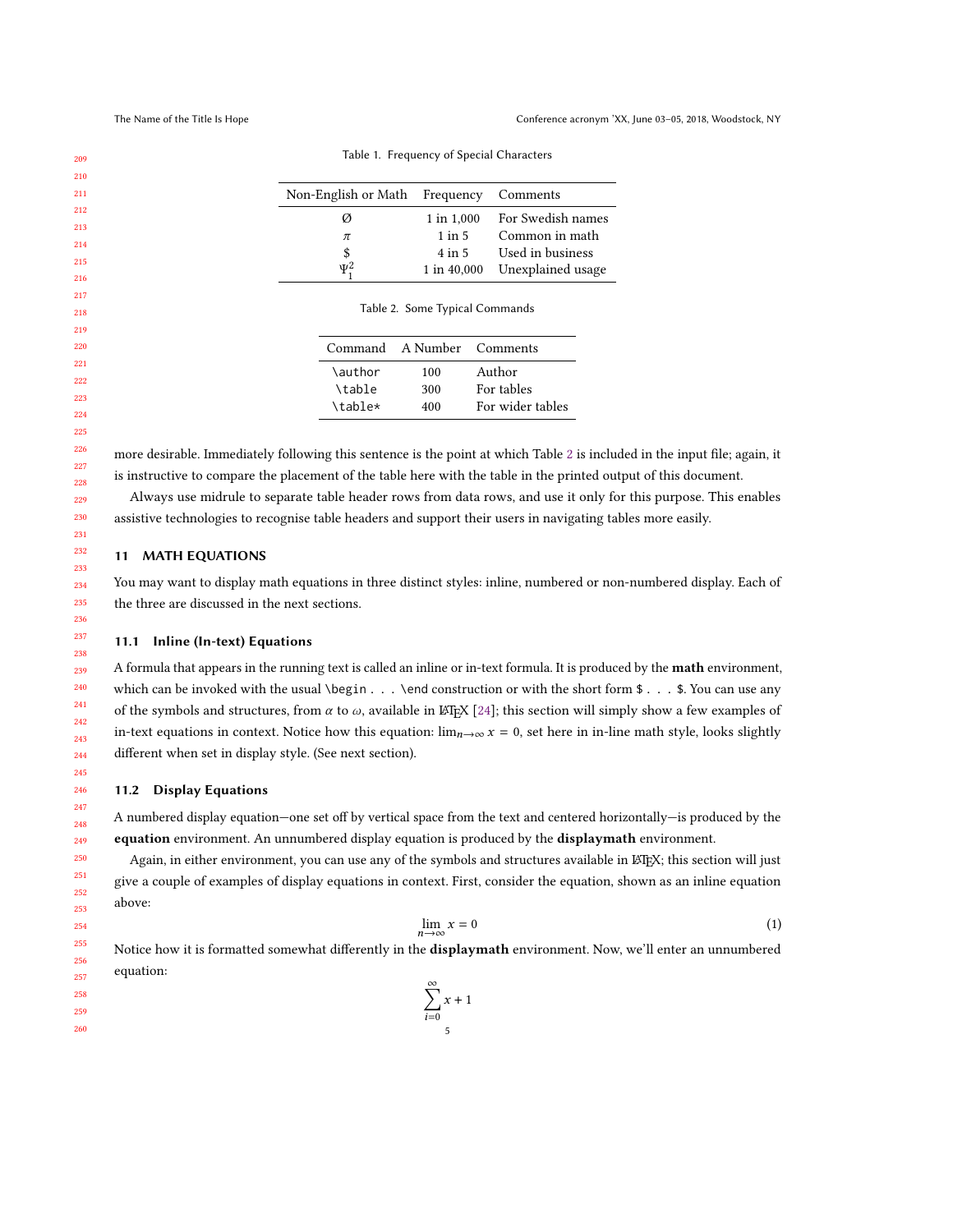Table 1. Frequency of Special Characters

| Non-English or Math | Frequency | Comments |
|---|---|---|
| Ø | 1 in 1,000 | For Swedish names |
| $\pi$ | 1 in 5 | Common in math |
| $ | 4 in 5 | Used in business |
| $\Psi_1^2$ | 1 in 40,000 | Unexplained usage |

Table 2. Some Typical Commands

| Command | A Number | Comments |
|---|---|---|
| `\author` | 100 | Author |
| `\table` | 300 | For tables |
| `\table*` | 400 | For wider tables |

more desirable. Immediately following this sentence is the point at which Table 2 is included in the input file; again, it is instructive to compare the placement of the table here with the table in the printed output of this document.

Always use midrule to separate table header rows from data rows, and use it only for this purpose. This enables assistive technologies to recognise table headers and support their users in navigating tables more easily.

## 11 MATH EQUATIONS

You may want to display math equations in three distinct styles: inline, numbered or non-numbered display. Each of the three are discussed in the next sections.

### 11.1 Inline (In-text) Equations

A formula that appears in the running text is called an inline or in-text formula. It is produced by the **math** environment, which can be invoked with the usual `\begin . . . \end` construction or with the short form `$ . . . $`. You can use any of the symbols and structures, from $\alpha$ to $\omega$, available in LaTeX [24]; this section will simply show a few examples of in-text equations in context. Notice how this equation: $\lim_{n\rightarrow \infty}x=0$, set here in in-line math style, looks slightly different when set in display style. (See next section).

### 11.2 Display Equations

A numbered display equation—one set off by vertical space from the text and centered horizontally—is produced by the **equation** environment. An unnumbered display equation is produced by the **displaymath** environment.

Again, in either environment, you can use any of the symbols and structures available in LaTeX; this section will just give a couple of examples of display equations in context. First, consider the equation, shown as an inline equation above:

$$\lim_{n\rightarrow \infty}x=0 \tag{1}$$

Notice how it is formatted somewhat differently in the **displaymath** environment. Now, we'll enter an unnumbered equation:

$$\sum_{i=0}^{\infty} x + 1$$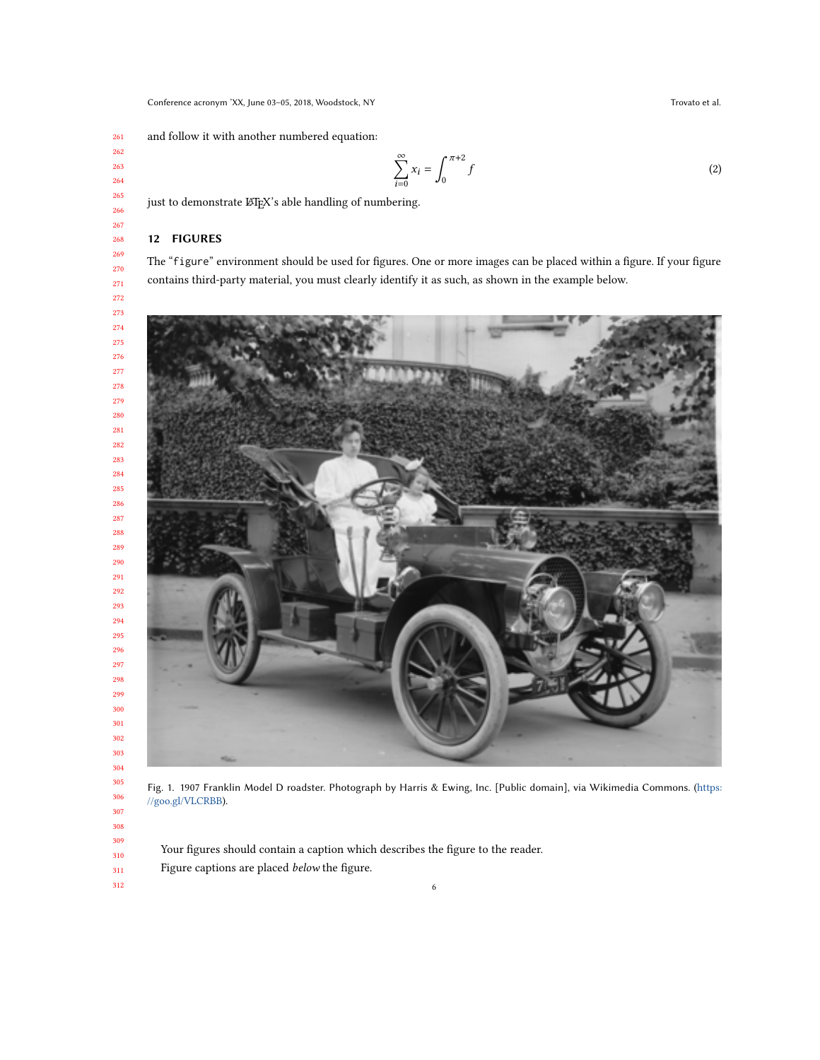and follow it with another numbered equation:

$$\sum_{i=0}^{\infty} x_i = \int_{0}^{\pi+2} f \tag{2}$$

just to demonstrate LaTeX's able handling of numbering.

## 12 FIGURES

The "figure" environment should be used for figures. One or more images can be placed within a figure. If your figure contains third-party material, you must clearly identify it as such, as shown in the example below.

Fig. 1. 1907 Franklin Model D roadster. Photograph by Harris & Ewing, Inc. [Public domain], via Wikimedia Commons. (https://goo.gl/VLCRBB).

Your figures should contain a caption which describes the figure to the reader.

Figure captions are placed *below* the figure.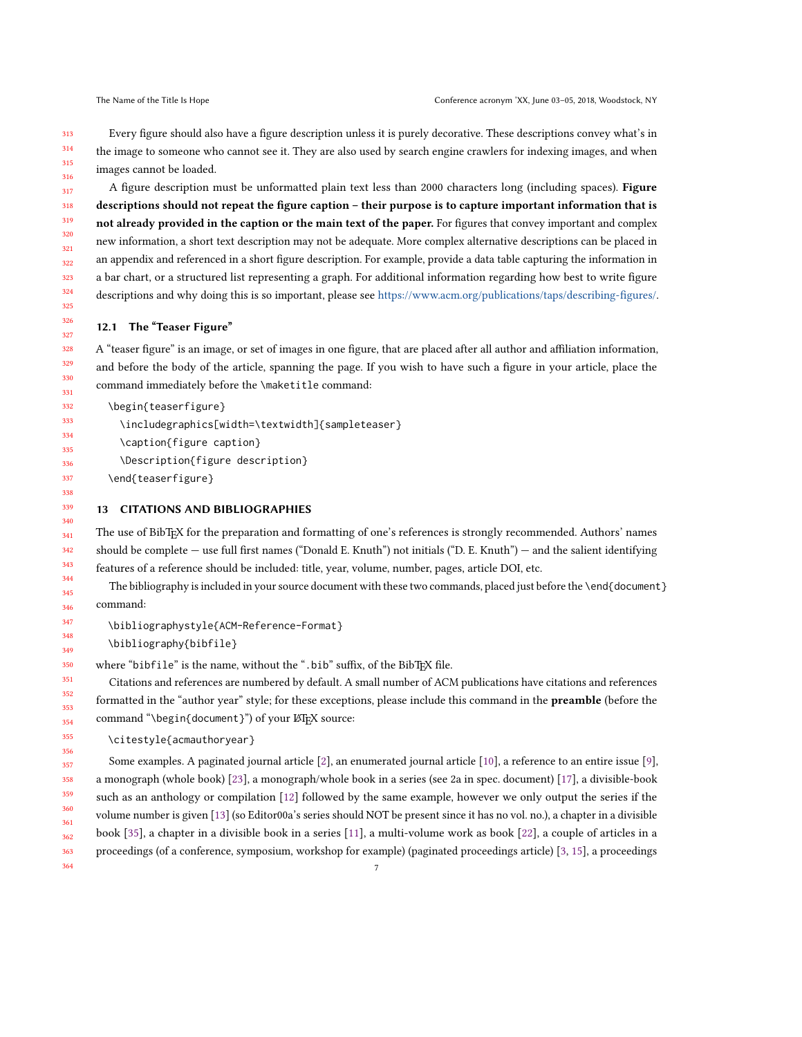Every figure should also have a figure description unless it is purely decorative. These descriptions convey what's in the image to someone who cannot see it. They are also used by search engine crawlers for indexing images, and when images cannot be loaded.

A figure description must be unformatted plain text less than 2000 characters long (including spaces). **Figure descriptions should not repeat the figure caption – their purpose is to capture important information that is not already provided in the caption or the main text of the paper.** For figures that convey important and complex new information, a short text description may not be adequate. More complex alternative descriptions can be placed in an appendix and referenced in a short figure description. For example, provide a data table capturing the information in a bar chart, or a structured list representing a graph. For additional information regarding how best to write figure descriptions and why doing this is so important, please see https://www.acm.org/publications/taps/describing-figures/.

### 12.1 The "Teaser Figure"

A "teaser figure" is an image, or set of images in one figure, that are placed after all author and affiliation information, and before the body of the article, spanning the page. If you wish to have such a figure in your article, place the command immediately before the `\maketitle` command:

```
\begin{teaserfigure}
  \includegraphics[width=\textwidth]{sampleteaser}
  \caption{figure caption}
  \Description{figure description}
\end{teaserfigure}
```

## 13 CITATIONS AND BIBLIOGRAPHIES

The use of BibTEX for the preparation and formatting of one's references is strongly recommended. Authors' names should be complete — use full first names ("Donald E. Knuth") not initials ("D. E. Knuth") — and the salient identifying features of a reference should be included: title, year, volume, number, pages, article DOI, etc.

The bibliography is included in your source document with these two commands, placed just before the `\end{document}` command:

```
\bibliographystyle{ACM-Reference-Format}
\bibliography{bibfile}
```

where "`bibfile`" is the name, without the "`.bib`" suffix, of the BibTEX file.

Citations and references are numbered by default. A small number of ACM publications have citations and references formatted in the "author year" style; for these exceptions, please include this command in the **preamble** (before the command "`\begin{document}`") of your LATEX source:

```
\citestyle{acmauthoryear}
```

Some examples. A paginated journal article [2], an enumerated journal article [10], a reference to an entire issue [9], a monograph (whole book) [23], a monograph/whole book in a series (see 2a in spec. document) [17], a divisible-book such as an anthology or compilation [12] followed by the same example, however we only output the series if the volume number is given [13] (so Editor00a's series should NOT be present since it has no vol. no.), a chapter in a divisible book [35], a chapter in a divisible book in a series [11], a multi-volume work as book [22], a couple of articles in a proceedings (of a conference, symposium, workshop for example) (paginated proceedings article) [3, 15], a proceedings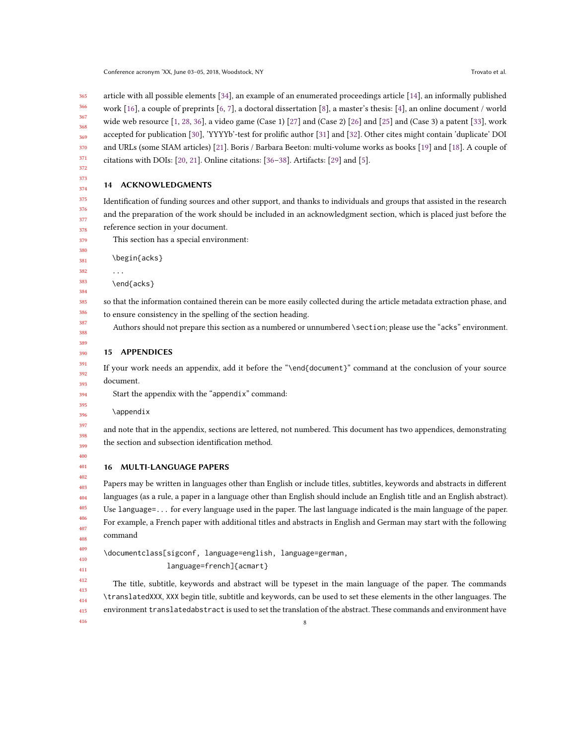article with all possible elements [34], an example of an enumerated proceedings article [14], an informally published work [16], a couple of preprints [6, 7], a doctoral dissertation [8], a master's thesis: [4], an online document / world wide web resource [1, 28, 36], a video game (Case 1) [27] and (Case 2) [26] and [25] and (Case 3) a patent [33], work accepted for publication [30], 'YYYYb'-test for prolific author [31] and [32]. Other cites might contain 'duplicate' DOI and URLs (some SIAM articles) [21]. Boris / Barbara Beeton: multi-volume works as books [19] and [18]. A couple of citations with DOIs: [20, 21]. Online citations: [36–38]. Artifacts: [29] and [5].

## 14 ACKNOWLEDGMENTS

Identification of funding sources and other support, and thanks to individuals and groups that assisted in the research and the preparation of the work should be included in an acknowledgment section, which is placed just before the reference section in your document.

This section has a special environment:

```
\begin{acks}
...
\end{acks}
```

so that the information contained therein can be more easily collected during the article metadata extraction phase, and to ensure consistency in the spelling of the section heading.

Authors should not prepare this section as a numbered or unnumbered `\section`; please use the "`acks`" environment.

## 15 APPENDICES

If your work needs an appendix, add it before the "`\end{document}`" command at the conclusion of your source document.

Start the appendix with the "`appendix`" command:

```
\appendix
```

and note that in the appendix, sections are lettered, not numbered. This document has two appendices, demonstrating the section and subsection identification method.

## 16 MULTI-LANGUAGE PAPERS

Papers may be written in languages other than English or include titles, subtitles, keywords and abstracts in different languages (as a rule, a paper in a language other than English should include an English title and an English abstract). Use `language=...` for every language used in the paper. The last language indicated is the main language of the paper. For example, a French paper with additional titles and abstracts in English and German may start with the following command

```
\documentclass[sigconf, language=english, language=german,
               language=french]{acmart}
```

The title, subtitle, keywords and abstract will be typeset in the main language of the paper. The commands `\translatedXXX`, `XXX` begin title, subtitle and keywords, can be used to set these elements in the other languages. The environment `translatedabstract` is used to set the translation of the abstract. These commands and environment have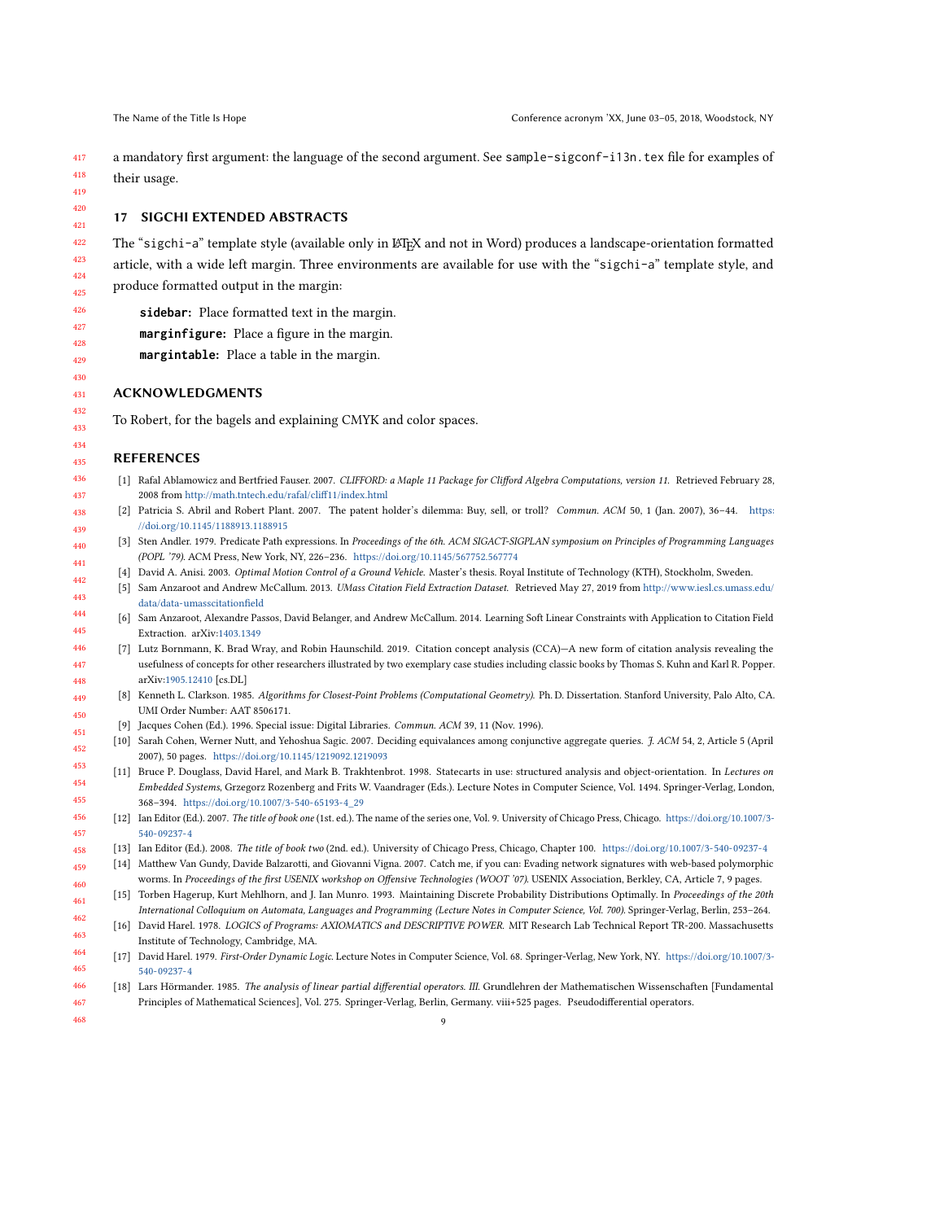a mandatory first argument: the language of the second argument. See `sample-sigconf-i13n.tex` file for examples of their usage.

## 17 SIGCHI EXTENDED ABSTRACTS

The "`sigchi-a`" template style (available only in LaTeX and not in Word) produces a landscape-orientation formatted article, with a wide left margin. Three environments are available for use with the "`sigchi-a`" template style, and produce formatted output in the margin:

**`sidebar`:** Place formatted text in the margin.
**`marginfigure`:** Place a figure in the margin.
**`margintable`:** Place a table in the margin.

## ACKNOWLEDGMENTS

To Robert, for the bagels and explaining CMYK and color spaces.

## REFERENCES

[1] Rafal Ablamowicz and Bertfried Fauser. 2007. *CLIFFORD: a Maple 11 Package for Clifford Algebra Computations, version 11.* Retrieved February 28, 2008 from http://math.tntech.edu/rafal/cliff11/index.html

[2] Patricia S. Abril and Robert Plant. 2007. The patent holder's dilemma: Buy, sell, or troll? *Commun. ACM* 50, 1 (Jan. 2007), 36–44. https://doi.org/10.1145/1188913.1188915

[3] Sten Andler. 1979. Predicate Path expressions. In *Proceedings of the 6th. ACM SIGACT-SIGPLAN symposium on Principles of Programming Languages (POPL '79)*. ACM Press, New York, NY, 226–236. https://doi.org/10.1145/567752.567774

[4] David A. Anisi. 2003. *Optimal Motion Control of a Ground Vehicle.* Master's thesis. Royal Institute of Technology (KTH), Stockholm, Sweden.

[5] Sam Anzaroot and Andrew McCallum. 2013. *UMass Citation Field Extraction Dataset.* Retrieved May 27, 2019 from http://www.iesl.cs.umass.edu/data/data-umasscitationfield

[6] Sam Anzaroot, Alexandre Passos, David Belanger, and Andrew McCallum. 2014. Learning Soft Linear Constraints with Application to Citation Field Extraction. arXiv:1403.1349

[7] Lutz Bornmann, K. Brad Wray, and Robin Haunschild. 2019. Citation concept analysis (CCA)—A new form of citation analysis revealing the usefulness of concepts for other researchers illustrated by two exemplary case studies including classic books by Thomas S. Kuhn and Karl R. Popper. arXiv:1905.12410 [cs.DL]

[8] Kenneth L. Clarkson. 1985. *Algorithms for Closest-Point Problems (Computational Geometry).* Ph. D. Dissertation. Stanford University, Palo Alto, CA. UMI Order Number: AAT 8506171.

[9] Jacques Cohen (Ed.). 1996. Special issue: Digital Libraries. *Commun. ACM* 39, 11 (Nov. 1996).

[10] Sarah Cohen, Werner Nutt, and Yehoshua Sagic. 2007. Deciding equivalances among conjunctive aggregate queries. *J. ACM* 54, 2, Article 5 (April 2007), 50 pages. https://doi.org/10.1145/1219092.1219093

[11] Bruce P. Douglass, David Harel, and Mark B. Trakhtenbrot. 1998. Statecarts in use: structured analysis and object-orientation. In *Lectures on Embedded Systems*, Grzegorz Rozenberg and Frits W. Vaandrager (Eds.). Lecture Notes in Computer Science, Vol. 1494. Springer-Verlag, London, 368–394. https://doi.org/10.1007/3-540-65193-4_29

[12] Ian Editor (Ed.). 2007. *The title of book one* (1st. ed.). The name of the series one, Vol. 9. University of Chicago Press, Chicago. https://doi.org/10.1007/3-540-09237-4

[13] Ian Editor (Ed.). 2008. *The title of book two* (2nd. ed.). University of Chicago Press, Chicago, Chapter 100. https://doi.org/10.1007/3-540-09237-4

[14] Matthew Van Gundy, Davide Balzarotti, and Giovanni Vigna. 2007. Catch me, if you can: Evading network signatures with web-based polymorphic worms. In *Proceedings of the first USENIX workshop on Offensive Technologies (WOOT '07)*. USENIX Association, Berkley, CA, Article 7, 9 pages.

[15] Torben Hagerup, Kurt Mehlhorn, and J. Ian Munro. 1993. Maintaining Discrete Probability Distributions Optimally. In *Proceedings of the 20th International Colloquium on Automata, Languages and Programming (Lecture Notes in Computer Science, Vol. 700)*. Springer-Verlag, Berlin, 253–264.

[16] David Harel. 1978. *LOGICS of Programs: AXIOMATICS and DESCRIPTIVE POWER.* MIT Research Lab Technical Report TR-200. Massachusetts Institute of Technology, Cambridge, MA.

[17] David Harel. 1979. *First-Order Dynamic Logic.* Lecture Notes in Computer Science, Vol. 68. Springer-Verlag, New York, NY. https://doi.org/10.1007/3-540-09237-4

[18] Lars Hörmander. 1985. *The analysis of linear partial differential operators. III.* Grundlehren der Mathematischen Wissenschaften [Fundamental Principles of Mathematical Sciences], Vol. 275. Springer-Verlag, Berlin, Germany. viii+525 pages. Pseudodifferential operators.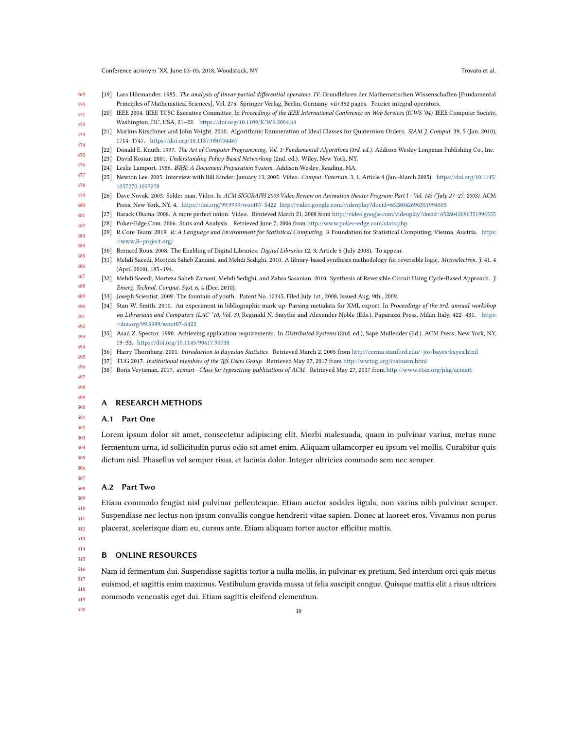[19] Lars Hörmander. 1985. *The analysis of linear partial differential operators. IV.* Grundlehren der Mathematischen Wissenschaften [Fundamental Principles of Mathematical Sciences], Vol. 275. Springer-Verlag, Berlin, Germany. vii+352 pages. Fourier integral operators.

[20] IEEE 2004. IEEE TCSC Executive Committee. In *Proceedings of the IEEE International Conference on Web Services (ICWS '04)*. IEEE Computer Society, Washington, DC, USA, 21–22. https://doi.org/10.1109/ICWS.2004.64

[21] Markus Kirschmer and John Voight. 2010. Algorithmic Enumeration of Ideal Classes for Quaternion Orders. *SIAM J. Comput.* 39, 5 (Jan. 2010), 1714–1747. https://doi.org/10.1137/080734467

[22] Donald E. Knuth. 1997. *The Art of Computer Programming, Vol. 1: Fundamental Algorithms (3rd. ed.)*. Addison Wesley Longman Publishing Co., Inc.

[23] David Kosiur. 2001. *Understanding Policy-Based Networking* (2nd. ed.). Wiley, New York, NY.

[24] Leslie Lamport. 1986. *LaTeX: A Document Preparation System*. Addison-Wesley, Reading, MA.

[25] Newton Lee. 2005. Interview with Bill Kinder: January 13, 2005. Video. *Comput. Entertain.* 3, 1, Article 4 (Jan.-March 2005). https://doi.org/10.1145/1057270.1057278

[26] Dave Novak. 2003. Solder man. Video. In *ACM SIGGRAPH 2003 Video Review on Animation theater Program: Part I - Vol. 145 (July 27–27, 2003)*. ACM Press, New York, NY, 4. https://doi.org/99.9999/woot07-S422 http://video.google.com/videoplay?docid=6528042696351994555

[27] Barack Obama. 2008. A more perfect union. Video. Retrieved March 21, 2008 from http://video.google.com/videoplay?docid=6528042696351994555

[28] Poker-Edge.Com. 2006. Stats and Analysis. Retrieved June 7, 2006 from http://www.poker-edge.com/stats.php

[29] R Core Team. 2019. *R: A Language and Environment for Statistical Computing*. R Foundation for Statistical Computing, Vienna, Austria. https://www.R-project.org/

[30] Bernard Rous. 2008. The Enabling of Digital Libraries. *Digital Libraries* 12, 3, Article 5 (July 2008). To appear.

[31] Mehdi Saeedi, Morteza Saheb Zamani, and Mehdi Sedighi. 2010. A library-based synthesis methodology for reversible logic. *Microelectron. J.* 41, 4 (April 2010), 185–194.

[32] Mehdi Saeedi, Morteza Saheb Zamani, Mehdi Sedighi, and Zahra Sasanian. 2010. Synthesis of Reversible Circuit Using Cycle-Based Approach. *J. Emerg. Technol. Comput. Syst.* 6, 4 (Dec. 2010).

[33] Joseph Scientist. 2009. The fountain of youth. Patent No. 12345, Filed July 1st., 2008, Issued Aug. 9th., 2009.

[34] Stan W. Smith. 2010. An experiment in bibliographic mark-up: Parsing metadata for XML export. In *Proceedings of the 3rd. annual workshop on Librarians and Computers (LAC '10, Vol. 3)*, Reginald N. Smythe and Alexander Noble (Eds.). Paparazzi Press, Milan Italy, 422–431. https://doi.org/99.9999/woot07-S422

[35] Asad Z. Spector. 1990. Achieving application requirements. In *Distributed Systems* (2nd. ed.), Sape Mullender (Ed.). ACM Press, New York, NY, 19–33. https://doi.org/10.1145/90417.90738

[36] Harry Thornburg. 2001. *Introduction to Bayesian Statistics*. Retrieved March 2, 2005 from http://ccrma.stanford.edu/~jos/bayes/bayes.html

[37] TUG 2017. *Institutional members of the TeX Users Group*. Retrieved May 27, 2017 from http://wwtug.org/instmem.html

[38] Boris Veytsman. 2017. *acmart—Class for typesetting publications of ACM*. Retrieved May 27, 2017 from http://www.ctan.org/pkg/acmart

# A RESEARCH METHODS

## A.1 Part One

Lorem ipsum dolor sit amet, consectetur adipiscing elit. Morbi malesuada, quam in pulvinar varius, metus nunc fermentum urna, id sollicitudin purus odio sit amet enim. Aliquam ullamcorper eu ipsum vel mollis. Curabitur quis dictum nisl. Phasellus vel semper risus, et lacinia dolor. Integer ultricies commodo sem nec semper.

## A.2 Part Two

Etiam commodo feugiat nisl pulvinar pellentesque. Etiam auctor sodales ligula, non varius nibh pulvinar semper. Suspendisse nec lectus non ipsum convallis congue hendrerit vitae sapien. Donec at laoreet eros. Vivamus non purus placerat, scelerisque diam eu, cursus ante. Etiam aliquam tortor auctor efficitur mattis.

# B ONLINE RESOURCES

Nam id fermentum dui. Suspendisse sagittis tortor a nulla mollis, in pulvinar ex pretium. Sed interdum orci quis metus euismod, et sagittis enim maximus. Vestibulum gravida massa ut felis suscipit congue. Quisque mattis elit a risus ultrices commodo venenatis eget dui. Etiam sagittis eleifend elementum.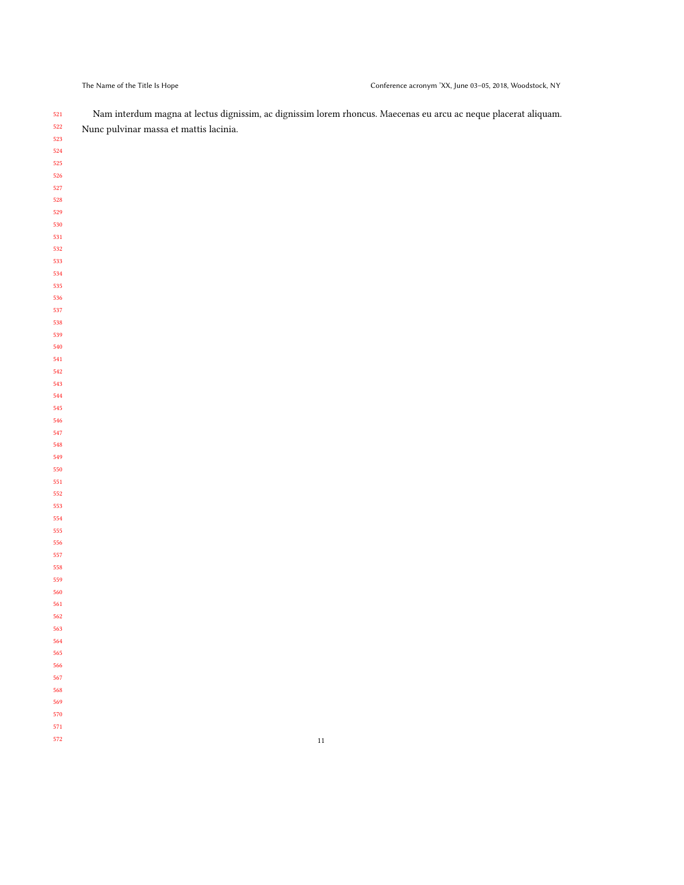Nam interdum magna at lectus dignissim, ac dignissim lorem rhoncus. Maecenas eu arcu ac neque placerat aliquam. Nunc pulvinar massa et mattis lacinia.